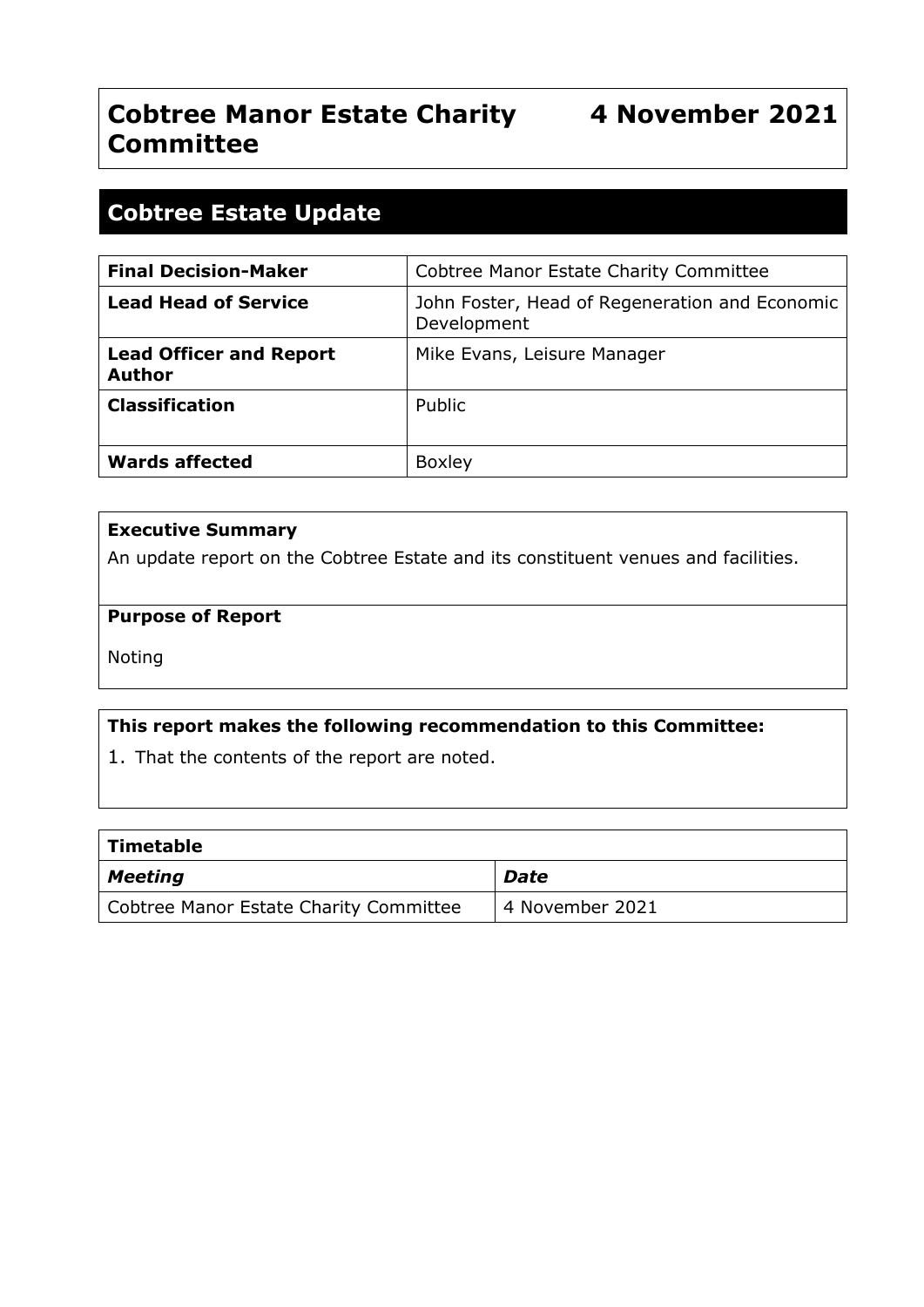# Cobtree Manor Estate Charity Committee — 4 November 2021

## Cobtree Estate Update

| | |
|---|---|
| **Final Decision-Maker** | Cobtree Manor Estate Charity Committee |
| **Lead Head of Service** | John Foster, Head of Regeneration and Economic Development |
| **Lead Officer and Report Author** | Mike Evans, Leisure Manager |
| **Classification** | Public |
| **Wards affected** | Boxley |

**Executive Summary**

An update report on the Cobtree Estate and its constituent venues and facilities.

**Purpose of Report**

Noting

**This report makes the following recommendation to this Committee:**

1. That the contents of the report are noted.

| Timetable | |
|---|---|
| ***Meeting*** | ***Date*** |
| Cobtree Manor Estate Charity Committee | 4 November 2021 |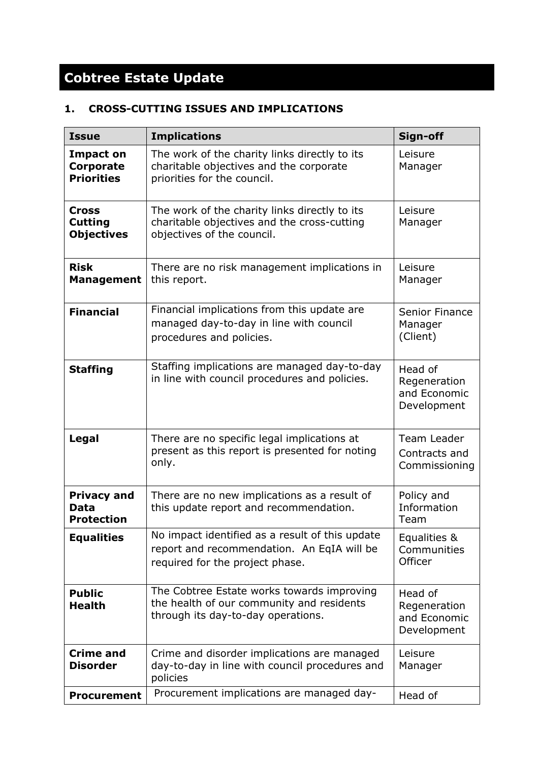# Cobtree Estate Update

## 1. CROSS-CUTTING ISSUES AND IMPLICATIONS

| Issue | Implications | Sign-off |
|---|---|---|
| **Impact on Corporate Priorities** | The work of the charity links directly to its charitable objectives and the corporate priorities for the council. | Leisure Manager |
| **Cross Cutting Objectives** | The work of the charity links directly to its charitable objectives and the cross-cutting objectives of the council. | Leisure Manager |
| **Risk Management** | There are no risk management implications in this report. | Leisure Manager |
| **Financial** | Financial implications from this update are managed day-to-day in line with council procedures and policies. | Senior Finance Manager (Client) |
| **Staffing** | Staffing implications are managed day-to-day in line with council procedures and policies. | Head of Regeneration and Economic Development |
| **Legal** | There are no specific legal implications at present as this report is presented for noting only. | Team Leader Contracts and Commissioning |
| **Privacy and Data Protection** | There are no new implications as a result of this update report and recommendation. | Policy and Information Team |
| **Equalities** | No impact identified as a result of this update report and recommendation. An EqIA will be required for the project phase. | Equalities & Communities Officer |
| **Public Health** | The Cobtree Estate works towards improving the health of our community and residents through its day-to-day operations. | Head of Regeneration and Economic Development |
| **Crime and Disorder** | Crime and disorder implications are managed day-to-day in line with council procedures and policies | Leisure Manager |
| **Procurement** | Procurement implications are managed day- | Head of |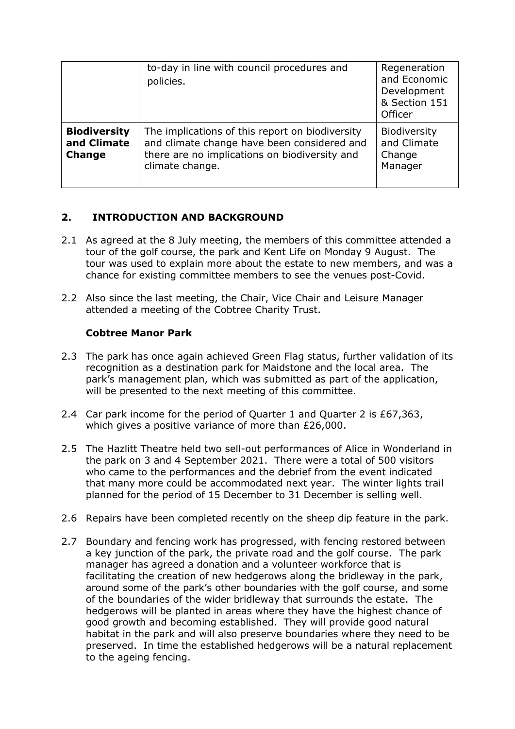|  | to-day in line with council procedures and policies. | Regeneration and Economic Development & Section 151 Officer |
|---|---|---|
| **Biodiversity and Climate Change** | The implications of this report on biodiversity and climate change have been considered and there are no implications on biodiversity and climate change. | Biodiversity and Climate Change Manager |

## 2. INTRODUCTION AND BACKGROUND

2.1 As agreed at the 8 July meeting, the members of this committee attended a tour of the golf course, the park and Kent Life on Monday 9 August. The tour was used to explain more about the estate to new members, and was a chance for existing committee members to see the venues post-Covid.

2.2 Also since the last meeting, the Chair, Vice Chair and Leisure Manager attended a meeting of the Cobtree Charity Trust.

### Cobtree Manor Park

2.3 The park has once again achieved Green Flag status, further validation of its recognition as a destination park for Maidstone and the local area. The park's management plan, which was submitted as part of the application, will be presented to the next meeting of this committee.

2.4 Car park income for the period of Quarter 1 and Quarter 2 is £67,363, which gives a positive variance of more than £26,000.

2.5 The Hazlitt Theatre held two sell-out performances of Alice in Wonderland in the park on 3 and 4 September 2021. There were a total of 500 visitors who came to the performances and the debrief from the event indicated that many more could be accommodated next year. The winter lights trail planned for the period of 15 December to 31 December is selling well.

2.6 Repairs have been completed recently on the sheep dip feature in the park.

2.7 Boundary and fencing work has progressed, with fencing restored between a key junction of the park, the private road and the golf course. The park manager has agreed a donation and a volunteer workforce that is facilitating the creation of new hedgerows along the bridleway in the park, around some of the park's other boundaries with the golf course, and some of the boundaries of the wider bridleway that surrounds the estate. The hedgerows will be planted in areas where they have the highest chance of good growth and becoming established. They will provide good natural habitat in the park and will also preserve boundaries where they need to be preserved. In time the established hedgerows will be a natural replacement to the ageing fencing.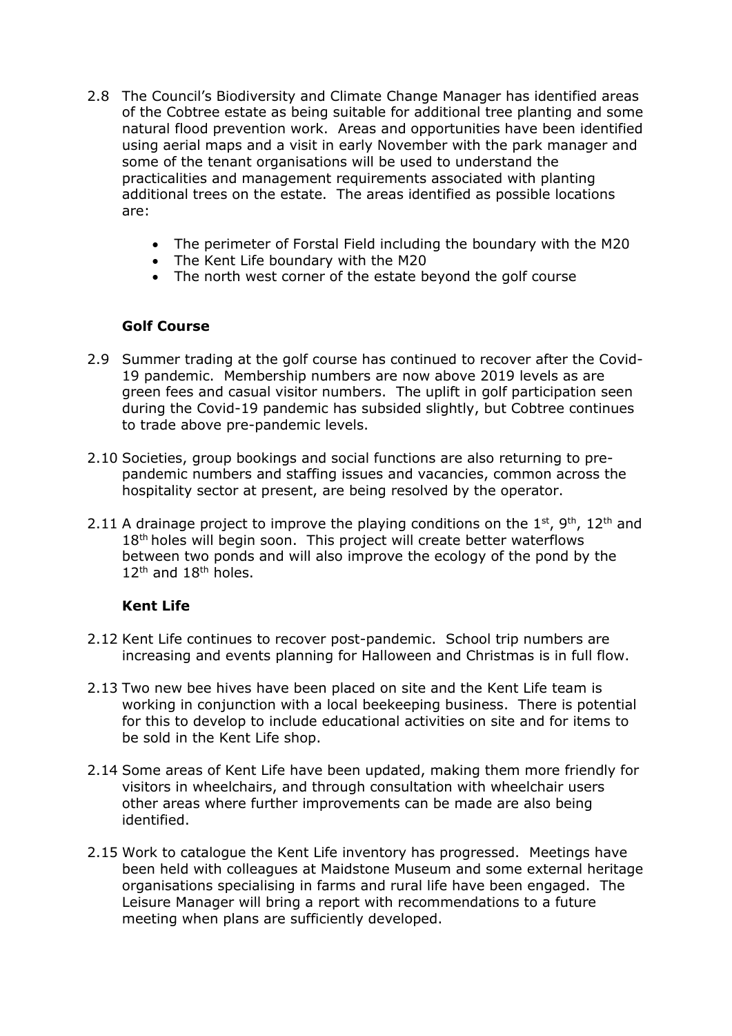2.8 The Council's Biodiversity and Climate Change Manager has identified areas of the Cobtree estate as being suitable for additional tree planting and some natural flood prevention work. Areas and opportunities have been identified using aerial maps and a visit in early November with the park manager and some of the tenant organisations will be used to understand the practicalities and management requirements associated with planting additional trees on the estate. The areas identified as possible locations are:

- The perimeter of Forstal Field including the boundary with the M20
- The Kent Life boundary with the M20
- The north west corner of the estate beyond the golf course

**Golf Course**

2.9 Summer trading at the golf course has continued to recover after the Covid-19 pandemic. Membership numbers are now above 2019 levels as are green fees and casual visitor numbers. The uplift in golf participation seen during the Covid-19 pandemic has subsided slightly, but Cobtree continues to trade above pre-pandemic levels.

2.10 Societies, group bookings and social functions are also returning to pre-pandemic numbers and staffing issues and vacancies, common across the hospitality sector at present, are being resolved by the operator.

2.11 A drainage project to improve the playing conditions on the 1st, 9th, 12th and 18th holes will begin soon. This project will create better waterflows between two ponds and will also improve the ecology of the pond by the 12th and 18th holes.

**Kent Life**

2.12 Kent Life continues to recover post-pandemic. School trip numbers are increasing and events planning for Halloween and Christmas is in full flow.

2.13 Two new bee hives have been placed on site and the Kent Life team is working in conjunction with a local beekeeping business. There is potential for this to develop to include educational activities on site and for items to be sold in the Kent Life shop.

2.14 Some areas of Kent Life have been updated, making them more friendly for visitors in wheelchairs, and through consultation with wheelchair users other areas where further improvements can be made are also being identified.

2.15 Work to catalogue the Kent Life inventory has progressed. Meetings have been held with colleagues at Maidstone Museum and some external heritage organisations specialising in farms and rural life have been engaged. The Leisure Manager will bring a report with recommendations to a future meeting when plans are sufficiently developed.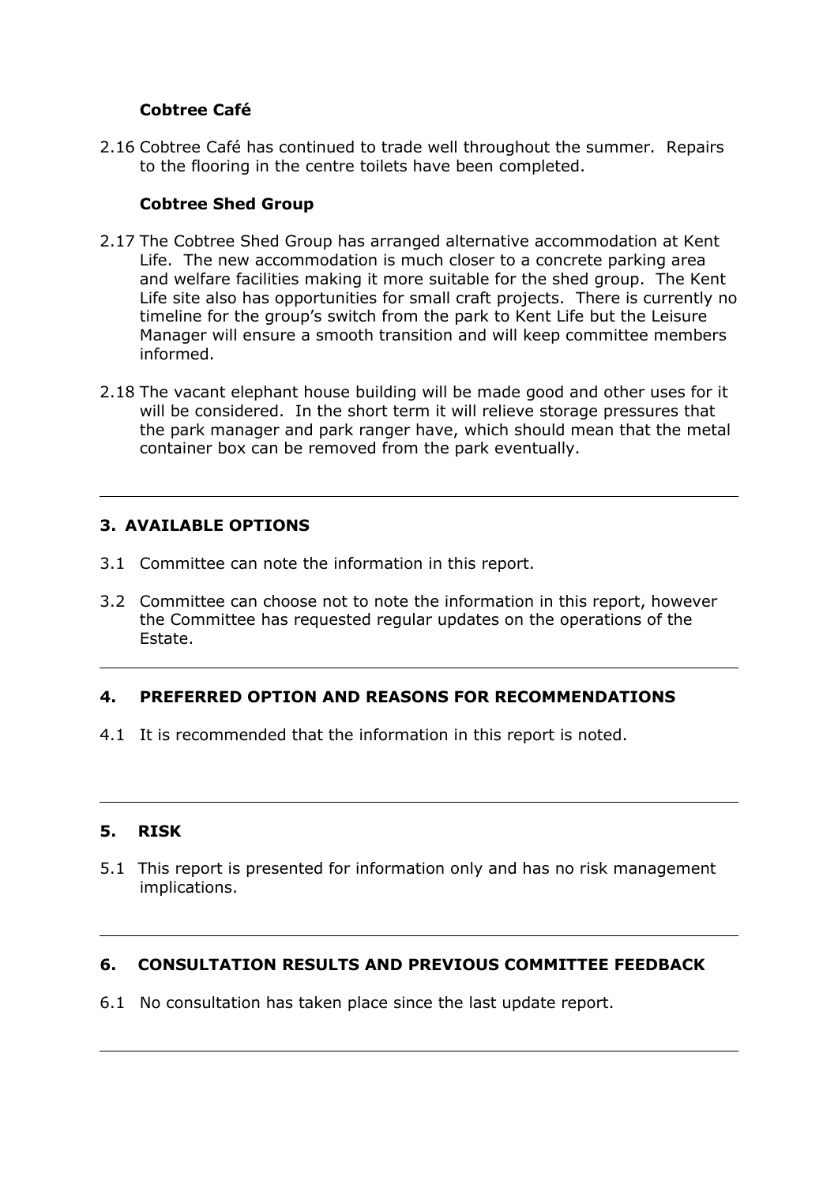**Cobtree Café**

2.16 Cobtree Café has continued to trade well throughout the summer. Repairs to the flooring in the centre toilets have been completed.

**Cobtree Shed Group**

2.17 The Cobtree Shed Group has arranged alternative accommodation at Kent Life. The new accommodation is much closer to a concrete parking area and welfare facilities making it more suitable for the shed group. The Kent Life site also has opportunities for small craft projects. There is currently no timeline for the group's switch from the park to Kent Life but the Leisure Manager will ensure a smooth transition and will keep committee members informed.

2.18 The vacant elephant house building will be made good and other uses for it will be considered. In the short term it will relieve storage pressures that the park manager and park ranger have, which should mean that the metal container box can be removed from the park eventually.

---

## 3. AVAILABLE OPTIONS

3.1 Committee can note the information in this report.

3.2 Committee can choose not to note the information in this report, however the Committee has requested regular updates on the operations of the Estate.

---

## 4. PREFERRED OPTION AND REASONS FOR RECOMMENDATIONS

4.1 It is recommended that the information in this report is noted.

---

## 5. RISK

5.1 This report is presented for information only and has no risk management implications.

---

## 6. CONSULTATION RESULTS AND PREVIOUS COMMITTEE FEEDBACK

6.1 No consultation has taken place since the last update report.

---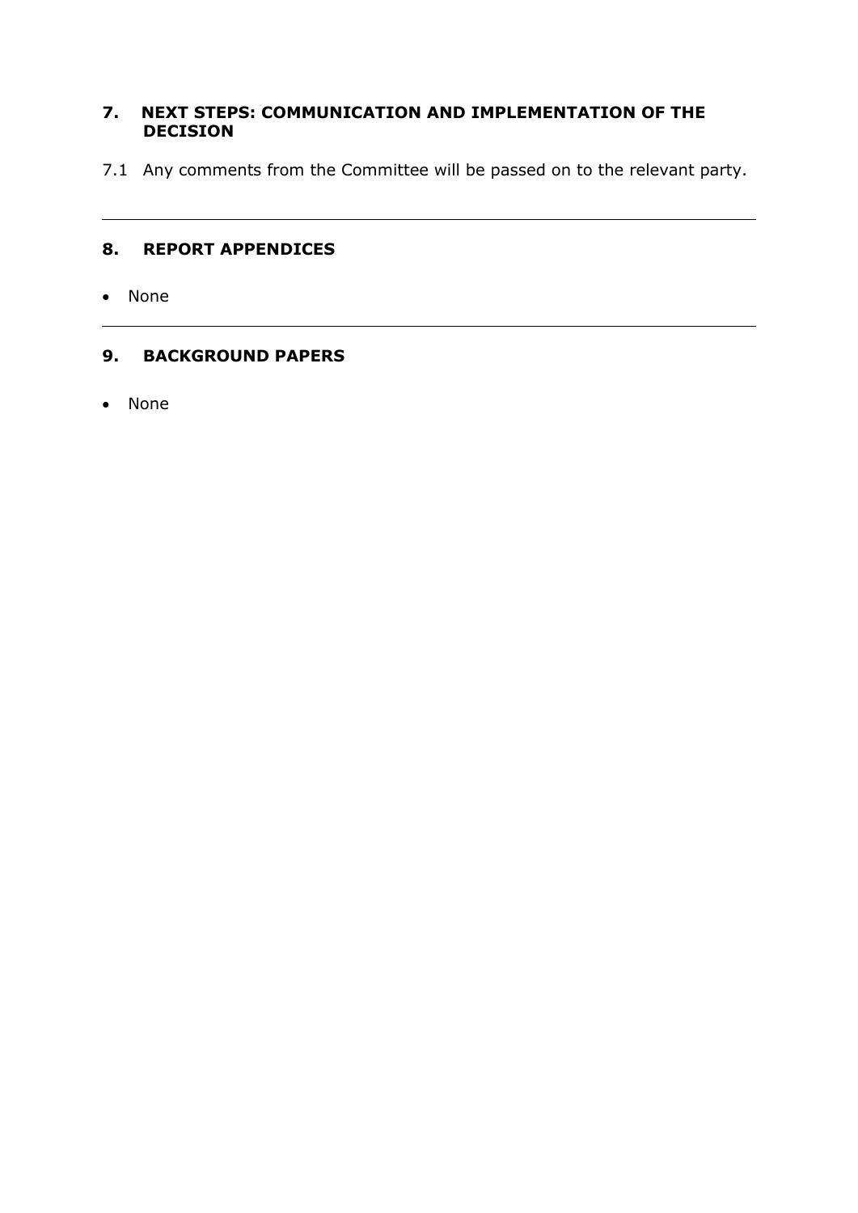## 7. NEXT STEPS: COMMUNICATION AND IMPLEMENTATION OF THE DECISION

7.1 Any comments from the Committee will be passed on to the relevant party.

---

## 8. REPORT APPENDICES

- None

---

## 9. BACKGROUND PAPERS

- None